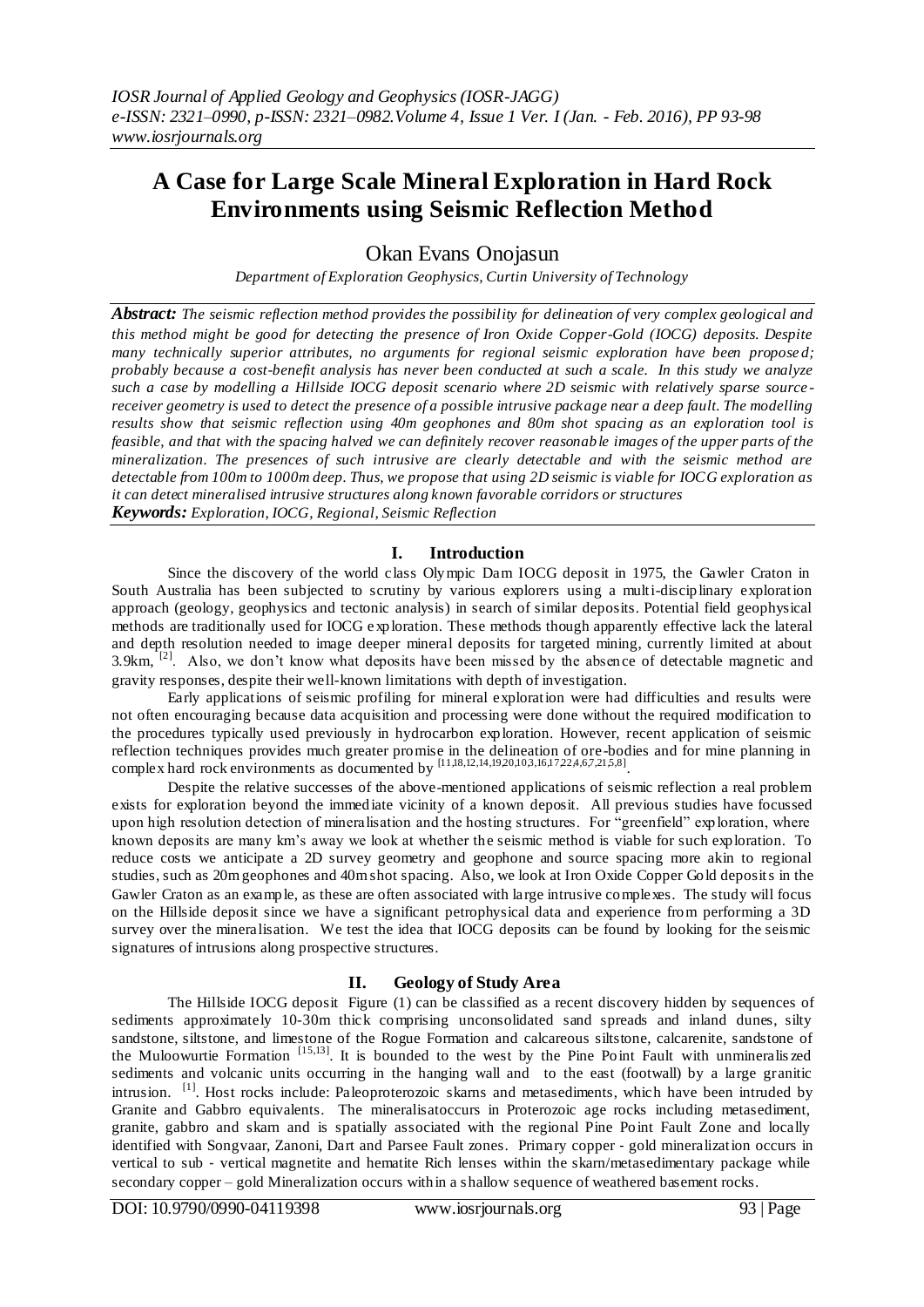# A Case for Large Scale Mineral Exploration in Hard Rock Environments using Seismic Reflection Method

Okan Evans Onojasun

*Department of Exploration Geophysics, Curtin University of Technology*

***Abstract:*** *The seismic reflection method provides the possibility for delineation of very complex geological and this method might be good for detecting the presence of Iron Oxide Copper-Gold (IOCG) deposits. Despite many technically superior attributes, no arguments for regional seismic exploration have been proposed; probably because a cost-benefit analysis has never been conducted at such a scale. In this study we analyze such a case by modelling a Hillside IOCG deposit scenario where 2D seismic with relatively sparse source-receiver geometry is used to detect the presence of a possible intrusive package near a deep fault. The modelling results show that seismic reflection using 40m geophones and 80m shot spacing as an exploration tool is feasible, and that with the spacing halved we can definitely recover reasonable images of the upper parts of the mineralization. The presences of such intrusive are clearly detectable and with the seismic method are detectable from 100m to 1000m deep. Thus, we propose that using 2D seismic is viable for IOCG exploration as it can detect mineralised intrusive structures along known favorable corridors or structures*

***Keywords:*** *Exploration, IOCG, Regional, Seismic Reflection*

## I. Introduction

Since the discovery of the world class Olympic Dam IOCG deposit in 1975, the Gawler Craton in South Australia has been subjected to scrutiny by various explorers using a multi-disciplinary exploration approach (geology, geophysics and tectonic analysis) in search of similar deposits. Potential field geophysical methods are traditionally used for IOCG exploration. These methods though apparently effective lack the lateral and depth resolution needed to image deeper mineral deposits for targeted mining, currently limited at about 3.9km, [2]. Also, we don't know what deposits have been missed by the absence of detectable magnetic and gravity responses, despite their well-known limitations with depth of investigation.

Early applications of seismic profiling for mineral exploration were had difficulties and results were not often encouraging because data acquisition and processing were done without the required modification to the procedures typically used previously in hydrocarbon exploration. However, recent application of seismic reflection techniques provides much greater promise in the delineation of ore-bodies and for mine planning in complex hard rock environments as documented by [11,18,12,14,19,20,10,3,16,17,22,4,6,7,21,5,8].

Despite the relative successes of the above-mentioned applications of seismic reflection a real problem exists for exploration beyond the immediate vicinity of a known deposit. All previous studies have focussed upon high resolution detection of mineralisation and the hosting structures. For "greenfield" exploration, where known deposits are many km's away we look at whether the seismic method is viable for such exploration. To reduce costs we anticipate a 2D survey geometry and geophone and source spacing more akin to regional studies, such as 20m geophones and 40m shot spacing. Also, we look at Iron Oxide Copper Gold deposits in the Gawler Craton as an example, as these are often associated with large intrusive complexes. The study will focus on the Hillside deposit since we have a significant petrophysical data and experience from performing a 3D survey over the mineralisation. We test the idea that IOCG deposits can be found by looking for the seismic signatures of intrusions along prospective structures.

## II. Geology of Study Area

The Hillside IOCG deposit Figure (1) can be classified as a recent discovery hidden by sequences of sediments approximately 10-30m thick comprising unconsolidated sand spreads and inland dunes, silty sandstone, siltstone, and limestone of the Rogue Formation and calcareous siltstone, calcarenite, sandstone of the Muloowurtie Formation [15,13]. It is bounded to the west by the Pine Point Fault with unmineralised sediments and volcanic units occurring in the hanging wall and to the east (footwall) by a large granitic intrusion. [1]. Host rocks include: Paleoproterozoic skarns and metasediments, which have been intruded by Granite and Gabbro equivalents. The mineralisatoccurs in Proterozoic age rocks including metasediment, granite, gabbro and skarn and is spatially associated with the regional Pine Point Fault Zone and locally identified with Songvaar, Zanoni, Dart and Parsee Fault zones. Primary copper - gold mineralization occurs in vertical to sub - vertical magnetite and hematite Rich lenses within the skarn/metasedimentary package while secondary copper – gold Mineralization occurs within a shallow sequence of weathered basement rocks.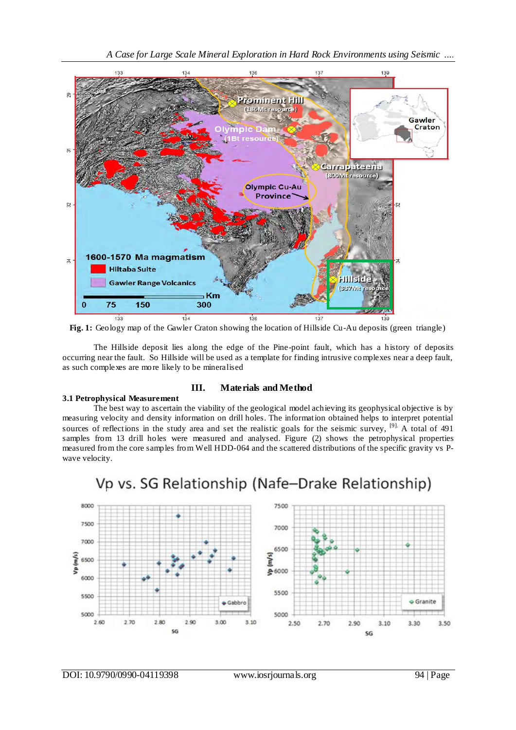Fig. 1: Geology map of the Gawler Craton showing the location of Hillside Cu-Au deposits (green triangle)

The Hillside deposit lies along the edge of the Pine-point fault, which has a history of deposits occurring near the fault. So Hillside will be used as a template for finding intrusive complexes near a deep fault, as such complexes are more likely to be mineralised

## III. Materials and Method

### 3.1 Petrophysical Measurement

The best way to ascertain the viability of the geological model achieving its geophysical objective is by measuring velocity and density information on drill holes. The information obtained helps to interpret potential sources of reflections in the study area and set the realistic goals for the seismic survey, [9]. A total of 491 samples from 13 drill holes were measured and analysed. Figure (2) shows the petrophysical properties measured from the core samples from Well HDD-064 and the scattered distributions of the specific gravity vs P-wave velocity.

Vp vs. SG Relationship (Nafe–Drake Relationship)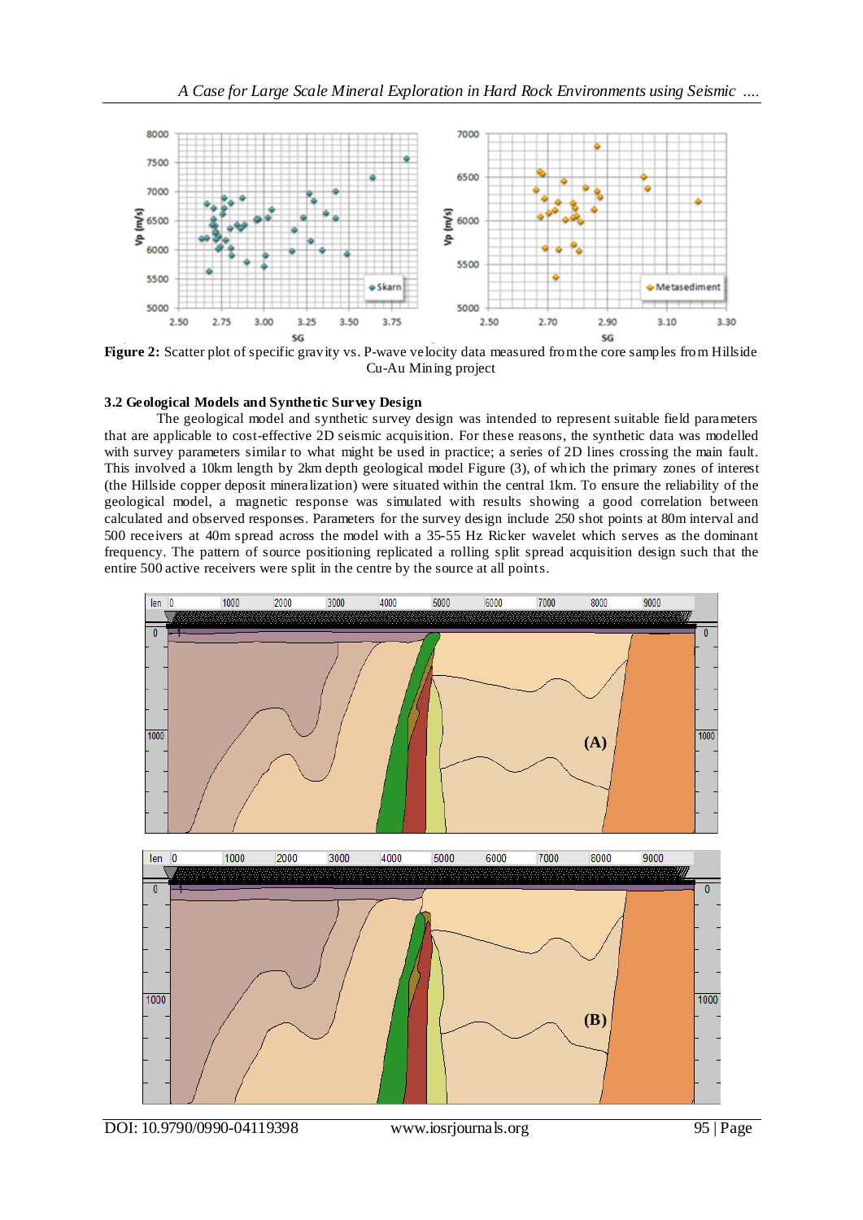**Figure 2:** Scatter plot of specific gravity vs. P-wave velocity data measured from the core samples from Hillside Cu-Au Mining project

### 3.2 Geological Models and Synthetic Survey Design

The geological model and synthetic survey design was intended to represent suitable field parameters that are applicable to cost-effective 2D seismic acquisition. For these reasons, the synthetic data was modelled with survey parameters similar to what might be used in practice; a series of 2D lines crossing the main fault. This involved a 10km length by 2km depth geological model Figure (3), of which the primary zones of interest (the Hillside copper deposit mineralization) were situated within the central 1km. To ensure the reliability of the geological model, a magnetic response was simulated with results showing a good correlation between calculated and observed responses. Parameters for the survey design include 250 shot points at 80m interval and 500 receivers at 40m spread across the model with a 35-55 Hz Ricker wavelet which serves as the dominant frequency. The pattern of source positioning replicated a rolling split spread acquisition design such that the entire 500 active receivers were split in the centre by the source at all points.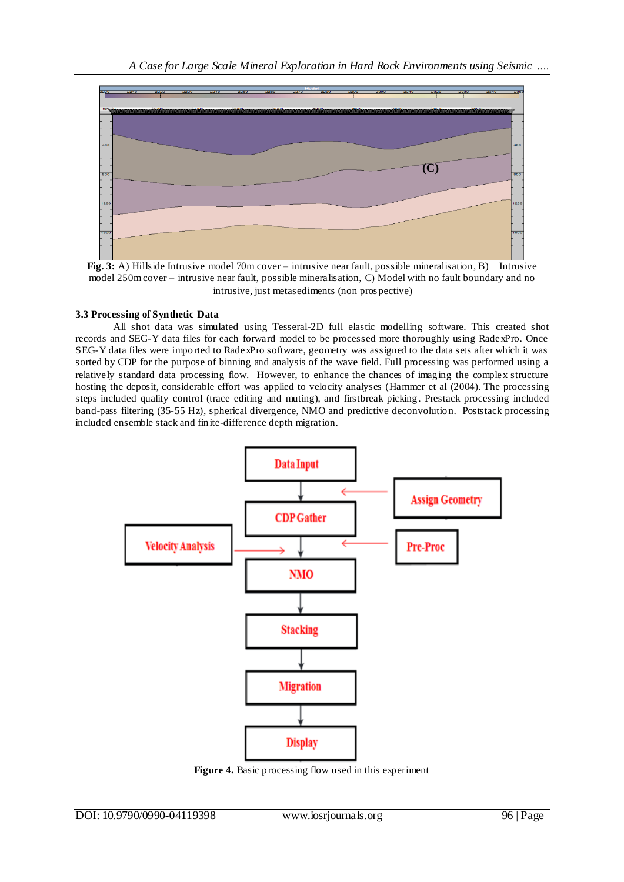**Fig. 3:** A) Hillside Intrusive model 70m cover – intrusive near fault, possible mineralisation, B) Intrusive model 250m cover – intrusive near fault, possible mineralisation, C) Model with no fault boundary and no intrusive, just metasediments (non prospective)

### 3.3 Processing of Synthetic Data

All shot data was simulated using Tesseral-2D full elastic modelling software. This created shot records and SEG-Y data files for each forward model to be processed more thoroughly using RadexPro. Once SEG-Y data files were imported to RadexPro software, geometry was assigned to the data sets after which it was sorted by CDP for the purpose of binning and analysis of the wave field. Full processing was performed using a relatively standard data processing flow. However, to enhance the chances of imaging the complex structure hosting the deposit, considerable effort was applied to velocity analyses (Hammer et al (2004). The processing steps included quality control (trace editing and muting), and firstbreak picking. Prestack processing included band-pass filtering (35-55 Hz), spherical divergence, NMO and predictive deconvolution. Poststack processing included ensemble stack and finite-difference depth migration.

**Figure 4.** Basic processing flow used in this experiment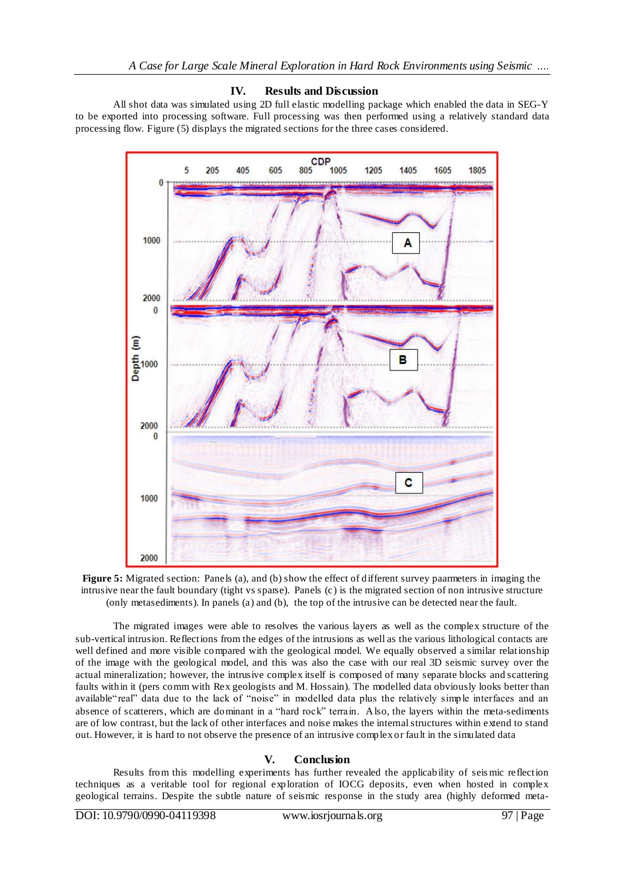## IV. Results and Discussion

All shot data was simulated using 2D full elastic modelling package which enabled the data in SEG-Y to be exported into processing software. Full processing was then performed using a relatively standard data processing flow. Figure (5) displays the migrated sections for the three cases considered.

**Figure 5:** Migrated section: Panels (a), and (b) show the effect of different survey paarmeters in imaging the intrusive near the fault boundary (tight vs sparse). Panels (c) is the migrated section of non intrusive structure (only metasediments). In panels (a) and (b), the top of the intrusive can be detected near the fault.

The migrated images were able to resolves the various layers as well as the complex structure of the sub-vertical intrusion. Reflections from the edges of the intrusions as well as the various lithological contacts are well defined and more visible compared with the geological model. We equally observed a similar relationship of the image with the geological model, and this was also the case with our real 3D seismic survey over the actual mineralization; however, the intrusive complex itself is composed of many separate blocks and scattering faults within it (pers comm with Rex geologists and M. Hossain). The modelled data obviously looks better than available"real" data due to the lack of "noise" in modelled data plus the relatively simple interfaces and an absence of scatterers, which are dominant in a "hard rock" terrain. Also, the layers within the meta-sediments are of low contrast, but the lack of other interfaces and noise makes the internal structures within extend to stand out. However, it is hard to not observe the presence of an intrusive complex or fault in the simulated data

## V. Conclusion

Results from this modelling experiments has further revealed the applicability of seismic reflection techniques as a veritable tool for regional exploration of IOCG deposits, even when hosted in complex geological terrains. Despite the subtle nature of seismic response in the study area (highly deformed meta-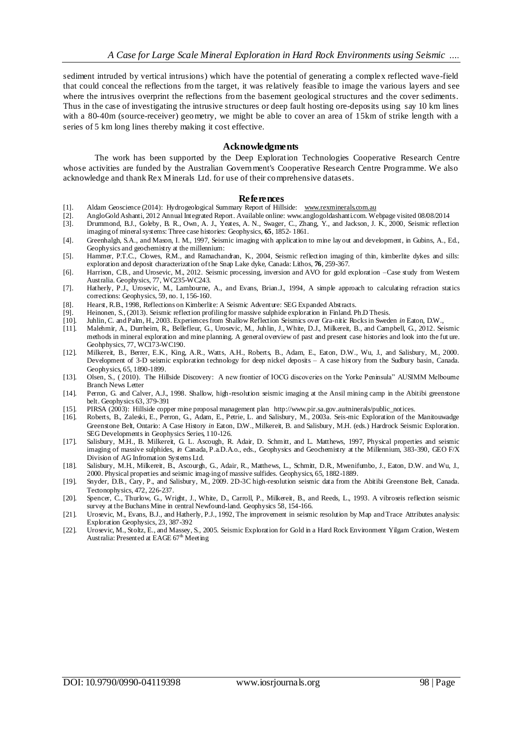sediment intruded by vertical intrusions) which have the potential of generating a complex reflected wave-field that could conceal the reflections from the target, it was relatively feasible to image the various layers and see where the intrusives overprint the reflections from the basement geological structures and the cover sediments. Thus in the case of investigating the intrusive structures or deep fault hosting ore-deposits using say 10 km lines with a 80-40m (source-receiver) geometry, we might be able to cover an area of 15km of strike length with a series of 5 km long lines thereby making it cost effective.

## Acknowledgments

The work has been supported by the Deep Exploration Technologies Cooperative Research Centre whose activities are funded by the Australian Government's Cooperative Research Centre Programme. We also acknowledge and thank Rex Minerals Ltd. for use of their comprehensive datasets.

## References

[1]. Aldam Geoscience (2014): Hydrogeological Summary Report of Hillside: www.rexminerals.com.au

[2]. AngloGold Ashanti, 2012 Annual Integrated Report. Available online: www.anglogoldashanti.com. Webpage visited 08/08/2014

[3]. Drummond, B.J., Goleby, B. R., Own, A. J., Yeates, A. N., Swager, C., Zhang, Y., and Jackson, J. K., 2000, Seismic reflection imaging of mineral systems: Three case histories: Geophysics, **65**, 1852- 1861.

[4]. Greenhalgh, S.A., and Mason, I. M., 1997, Seismic imaging with application to mine layout and development, in Gubins, A., Ed., Geophysics and geochemistry at the millennium:

[5]. Hammer, P.T.C., Clowes, R.M., and Ramachandran, K., 2004, Seismic reflection imaging of thin, kimberlite dykes and sills: exploration and deposit characterization of the Snap Lake dyke, Canada: Lithos, **76**, 259-367.

[6]. Harrison, C.B., and Urosevic, M., 2012. Seismic processing, inversion and AVO for gold exploration –Case study from Western Australia. Geophysics, 77, WC235-WC243.

[7]. Hatherly, P.J., Urosevic, M., Lambourne, A., and Evans, Brian.J., 1994, A simple approach to calculating refraction statics corrections: Geophysics, 59, no. 1, 156-160.

[8]. Hearst, R.B., 1998, Reflections on Kimberlite: A Seismic Adventure: SEG Expanded Abstracts.

[9]. Heinonen, S., (2013). Seismic reflection profiling for massive sulphide exploration in Finland. Ph.D Thesis.

[10]. Juhlin, C. and Palm, H., 2003. Experiences from Shallow Reflection Seismics over Gra-nitic Rocks in Sweden *in* Eaton, D.W.,

[11]. Malehmir, A., Durrheim, R., Bellefleur, G., Urosevic, M., Juhlin, J., White, D.J., Milkereit, B., and Campbell, G., 2012. Seismic methods in mineral exploration and mine planning. A general overview of past and present case histories and look into the future. Geohphysics, 77, WC173-WC190.

[12]. Milkereit, B., Berrer, E.K., King, A.R., Watts, A.H., Roberts, B., Adam, E., Eaton, D.W., Wu, J., and Salisbury, M., 2000. Development of 3-D seismic exploration technology for deep nickel deposits – A case history from the Sudbury basin, Canada. Geophysics, 65, 1890-1899.

[13]. Olsen, S., ( 2010). The Hillside Discovery: A new frontier of IOCG discoveries on the Yorke Peninsula" AUSIMM Melbourne Branch News Letter

[14]. Perron, G. and Calver, A.J., 1998. Shallow, high-resolution seismic imaging at the Ansil mining camp in the Abitibi greenstone belt. Geophysics 63, 379-391

[15]. PIRSA (2003): Hillside copper mine proposal management plan http://www.pir.sa.gov.au/minerals/public_notices.

[16]. Roberts, B., Zaleski, E., Perron, G., Adam, E., Petrie, L. and Salisbury, M., 2003a. Seis-mic Exploration of the Manitouwadge Greenstone Belt, Ontario: A Case History *in* Eaton, D.W., Milkereit, B. and Salisbury, M.H. (eds.) Hardrock Seismic Exploration. SEG Developments in Geophysics Series, 110-126.

[17]. Salisbury, M.H., B. Milkereit, G. L. Ascough, R. Adair, D. Schmitt, and L. Matthews, 1997, Physical properties and seismic imaging of massive sulphides, *in* Canada, P.a.D.A.o., eds., Geophysics and Geochemistry at the Millennium, 383-390, GEO F/X Division of AG Infromation Systems Ltd.

[18]. Salisbury, M.H., Milkereit, B., Ascourgh, G., Adair, R., Matthews, L., Schmitt, D.R., Mwenifumbo, J., Eaton, D.W. and Wu, J., 2000. Physical properties and seismic imag-ing of massive sulfides. Geophysics, 65, 1882-1889.

[19]. Snyder, D.B., Cary, P., and Salisbury, M., 2009. 2D-3C high-resolution seismic data from the Abitibi Greenstone Belt, Canada. Tectonophysics, 472, 226-237.

[20]. Spencer, C., Thurlow, G., Wright, J., White, D., Carroll, P., Milkereit, B., and Reeds, L., 1993. A vibroseis reflection seismic survey at the Buchans Mine in central Newfound-land. Geophysics 58, 154-166.

[21]. Urosevic, M., Evans, B.J., and Hatherly, P.J., 1992, The improvement in seismic resolution by Map and Trace Attributes analysis: Exploration Geophysics, 23, 387-392

[22]. Urosevic, M., Stoltz, E., and Massey, S., 2005. Seismic Exploration for Gold in a Hard Rock Environment Yilgarn Cration, Western Australia: Presented at EAGE 67th Meeting